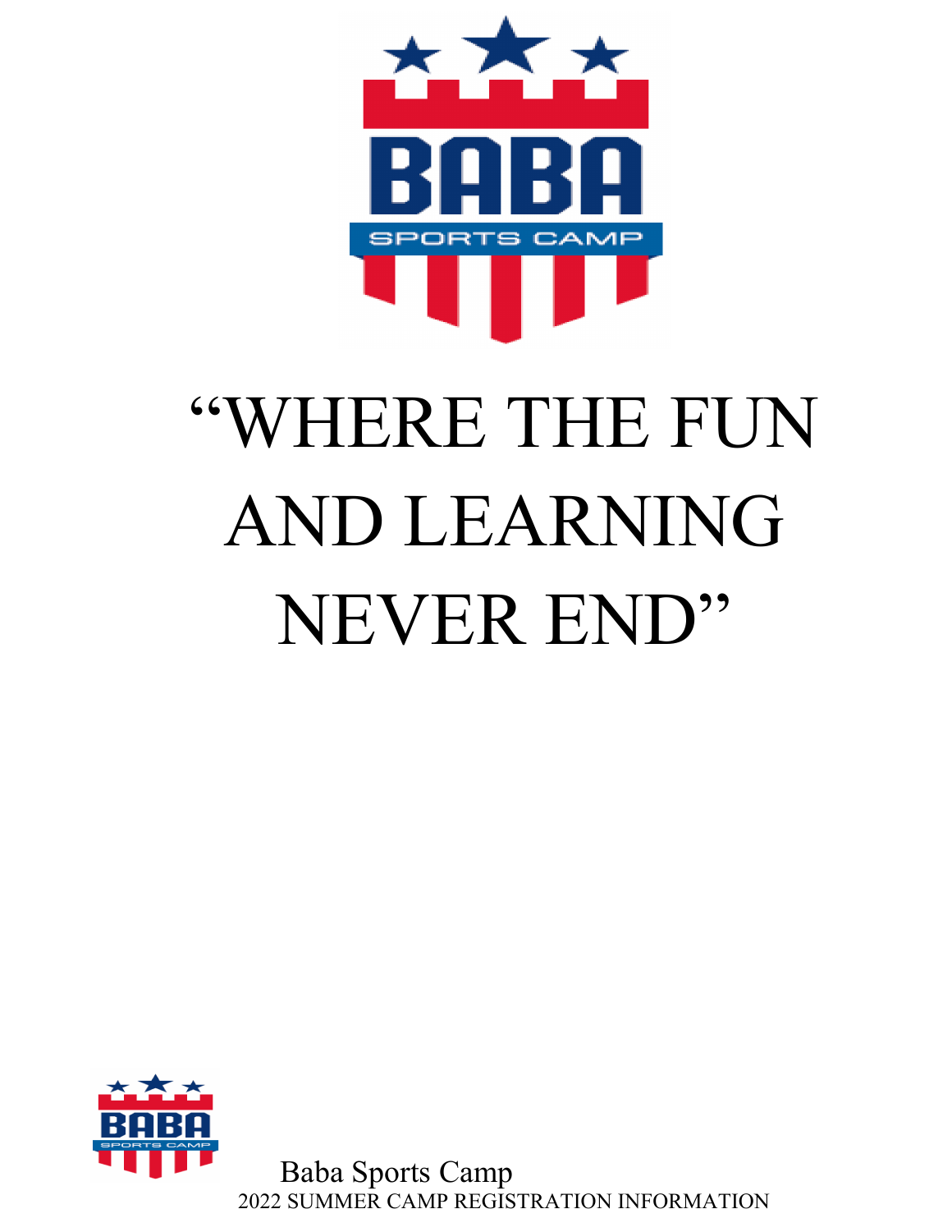BABA SPORTS CAMP

# "WHERE THE FUN AND LEARNING NEVER END"

BABA SPORTS CAMP

Baba Sports Camp

2022 SUMMER CAMP REGISTRATION INFORMATION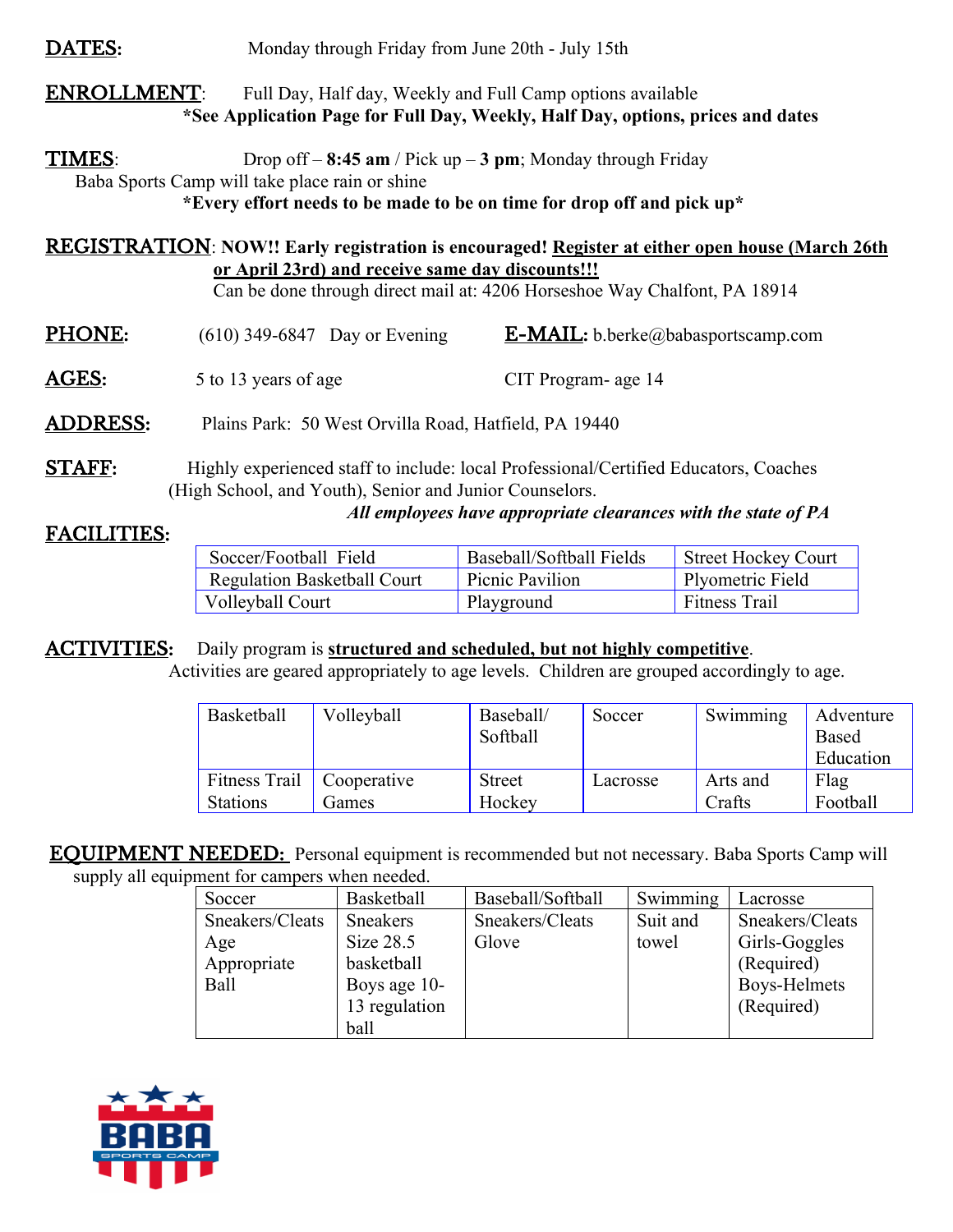**DATES**: Monday through Friday from June 20th - July 15th

**ENROLLMENT**: Full Day, Half day, Weekly and Full Camp options available

**\*See Application Page for Full Day, Weekly, Half Day, options, prices and dates**

**TIMES**: Drop off – **8:45 am** / Pick up – **3 pm**; Monday through Friday

Baba Sports Camp will take place rain or shine

**\*Every effort needs to be made to be on time for drop off and pick up\***

**REGISTRATION**: **NOW!! Early registration is encouraged! <u>Register at either open house (March 26th or April 23rd) and receive same day discounts!!!</u>**

Can be done through direct mail at: 4206 Horseshoe Way Chalfont, PA 18914

**PHONE**: (610) 349-6847 Day or Evening

**E-MAIL**: b.berke@babasportscamp.com

**AGES**: 5 to 13 years of age

CIT Program- age 14

**ADDRESS**: Plains Park: 50 West Orvilla Road, Hatfield, PA 19440

**STAFF**: Highly experienced staff to include: local Professional/Certified Educators, Coaches (High School, and Youth), Senior and Junior Counselors.

***All employees have appropriate clearances with the state of PA***

**FACILITIES**:

| | | |
|---|---|---|
| Soccer/Football Field | Baseball/Softball Fields | Street Hockey Court |
| Regulation Basketball Court | Picnic Pavilion | Plyometric Field |
| Volleyball Court | Playground | Fitness Trail |

**ACTIVITIES**: Daily program is **<u>structured and scheduled, but not highly competitive</u>**. Activities are geared appropriately to age levels. Children are grouped accordingly to age.

| | | | | | |
|---|---|---|---|---|---|
| Basketball | Volleyball | Baseball/ Softball | Soccer | Swimming | Adventure Based Education |
| Fitness Trail Stations | Cooperative Games | Street Hockey | Lacrosse | Arts and Crafts | Flag Football |

**EQUIPMENT NEEDED:** Personal equipment is recommended but not necessary. Baba Sports Camp will supply all equipment for campers when needed.

| Soccer | Basketball | Baseball/Softball | Swimming | Lacrosse |
|---|---|---|---|---|
| Sneakers/Cleats Age Appropriate Ball | Sneakers Size 28.5 basketball Boys age 10-13 regulation ball | Sneakers/Cleats Glove | Suit and towel | Sneakers/Cleats Girls-Goggles (Required) Boys-Helmets (Required) |

BABA SPORTS CAMP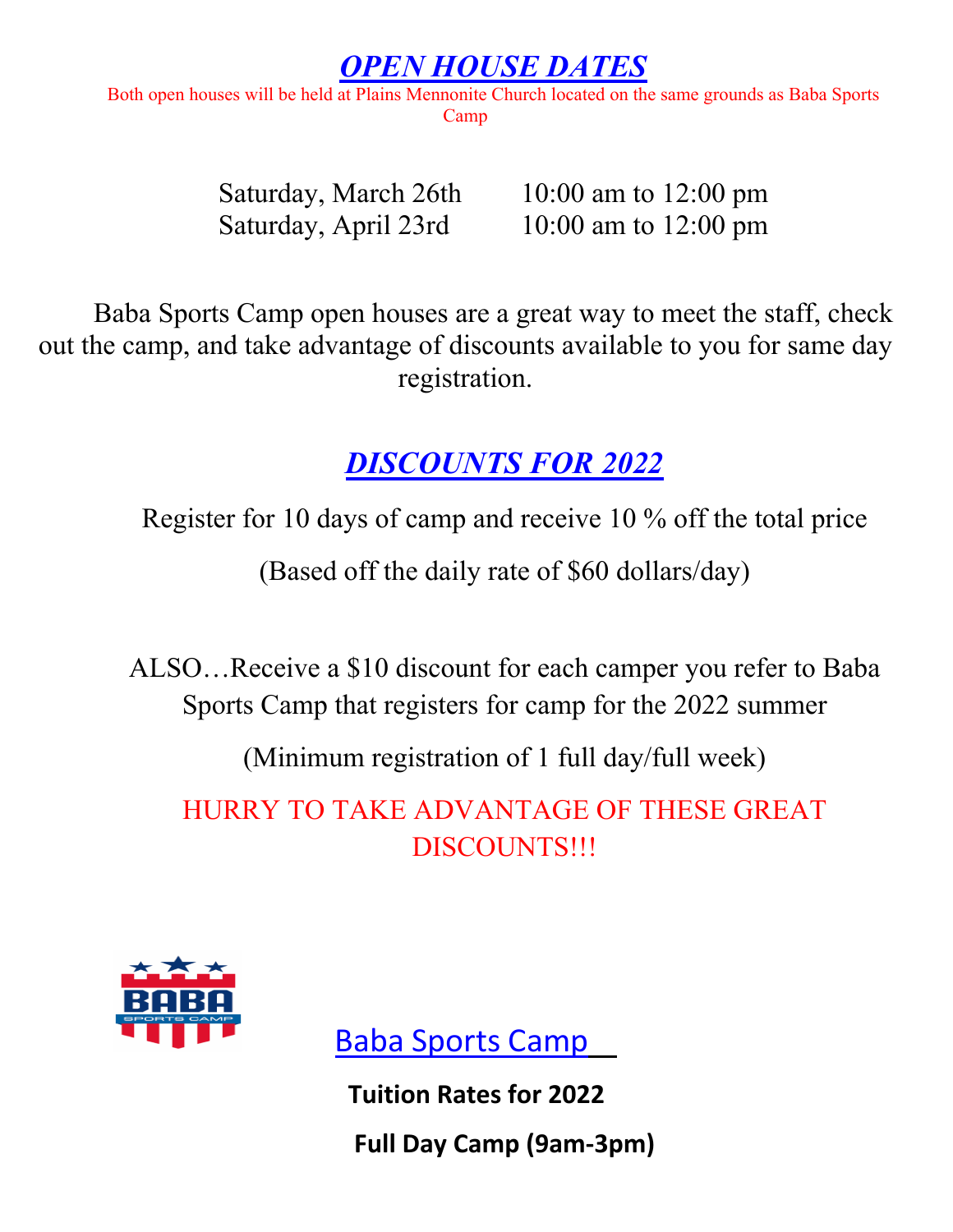# *OPEN HOUSE DATES*

Both open houses will be held at Plains Mennonite Church located on the same grounds as Baba Sports Camp

Saturday, March 26th 10:00 am to 12:00 pm
Saturday, April 23rd 10:00 am to 12:00 pm

Baba Sports Camp open houses are a great way to meet the staff, check out the camp, and take advantage of discounts available to you for same day registration.

# *DISCOUNTS FOR 2022*

Register for 10 days of camp and receive 10 % off the total price

(Based off the daily rate of $60 dollars/day)

ALSO…Receive a $10 discount for each camper you refer to Baba Sports Camp that registers for camp for the 2022 summer

(Minimum registration of 1 full day/full week)

HURRY TO TAKE ADVANTAGE OF THESE GREAT DISCOUNTS!!!

## Baba Sports Camp

**Tuition Rates for 2022**

**Full Day Camp (9am-3pm)**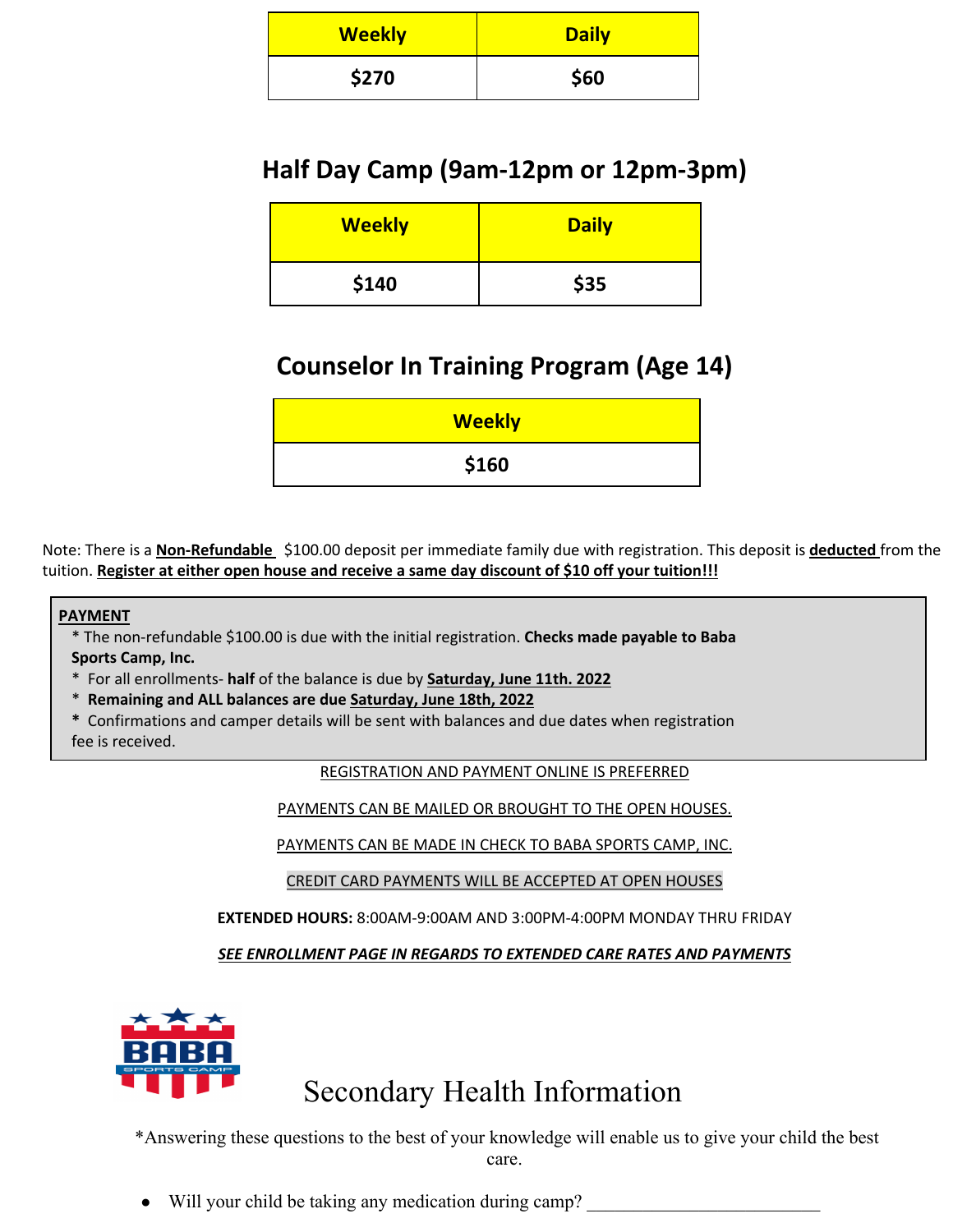| Weekly | Daily |
| --- | --- |
| $270 | $60 |

## Half Day Camp (9am-12pm or 12pm-3pm)

| Weekly | Daily |
| --- | --- |
| $140 | $35 |

## Counselor In Training Program (Age 14)

| Weekly |
| --- |
| $160 |

Note: There is a **Non-Refundable** $100.00 deposit per immediate family due with registration. This deposit is **deducted** from the tuition. **Register at either open house and receive a same day discount of $10 off your tuition!!!**

**PAYMENT**

* The non-refundable $100.00 is due with the initial registration. **Checks made payable to Baba Sports Camp, Inc.**
* For all enrollments- **half** of the balance is due by **Saturday, June 11th. 2022**
* **Remaining and ALL balances are due Saturday, June 18th, 2022**
* Confirmations and camper details will be sent with balances and due dates when registration fee is received.

REGISTRATION AND PAYMENT ONLINE IS PREFERRED

PAYMENTS CAN BE MAILED OR BROUGHT TO THE OPEN HOUSES.

PAYMENTS CAN BE MADE IN CHECK TO BABA SPORTS CAMP, INC.

CREDIT CARD PAYMENTS WILL BE ACCEPTED AT OPEN HOUSES

**EXTENDED HOURS:** 8:00AM-9:00AM AND 3:00PM-4:00PM MONDAY THRU FRIDAY

***SEE ENROLLMENT PAGE IN REGARDS TO EXTENDED CARE RATES AND PAYMENTS***

BABA SPORTS CAMP

# Secondary Health Information

*Answering these questions to the best of your knowledge will enable us to give your child the best care.

- Will your child be taking any medication during camp? ___________________________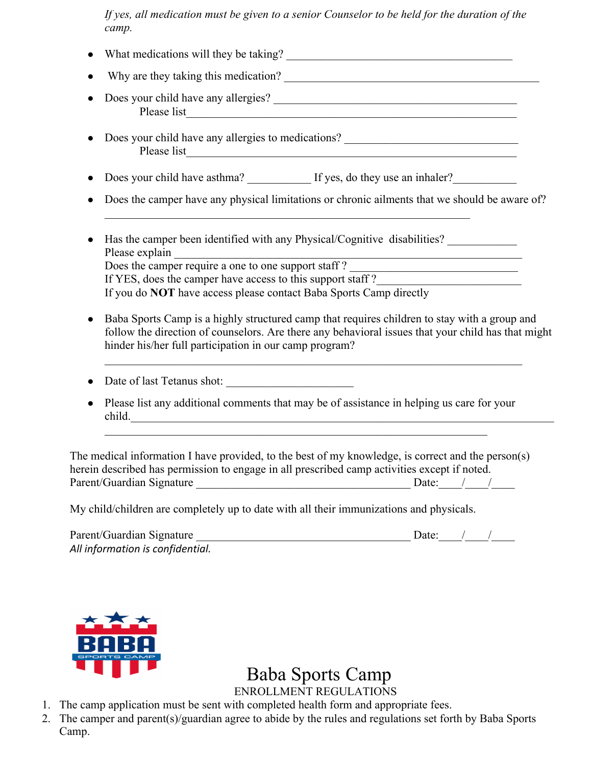*If yes, all medication must be given to a senior Counselor to be held for the duration of the camp.*

- What medications will they be taking? ________________________________________
- Why are they taking this medication? ____________________________________________
- Does your child have any allergies? ___________________________________________
  Please list__________________________________________________________
- Does your child have any allergies to medications? ____________________________
  Please list__________________________________________________________
- Does your child have asthma? ___________ If yes, do they use an inhaler?___________
- Does the camper have any physical limitations or chronic ailments that we should be aware of?
  _________________________________________________________________
- Has the camper been identified with any Physical/Cognitive disabilities? ____________
  Please explain ______________________________________________________
  Does the camper require a one to one support staff ? ____________________________
  If YES, does the camper have access to this support staff ?________________________
  If you do **NOT** have access please contact Baba Sports Camp directly
- Baba Sports Camp is a highly structured camp that requires children to stay with a group and follow the direction of counselors. Are there any behavioral issues that your child has that might hinder his/her full participation in our camp program?
  __________________________________________________________________________
- Date of last Tetanus shot: ______________________
- Please list any additional comments that may be of assistance in helping us care for your child.___________________________________________________________________________
  _____________________________________________________________________

The medical information I have provided, to the best of my knowledge, is correct and the person(s) herein described has permission to engage in all prescribed camp activities except if noted.
Parent/Guardian Signature ______________________________________ Date:____/____/____

My child/children are completely up to date with all their immunizations and physicals.

Parent/Guardian Signature ______________________________________ Date:____/____/____
*All information is confidential.*

# Baba Sports Camp

## ENROLLMENT REGULATIONS

1. The camp application must be sent with completed health form and appropriate fees.
2. The camper and parent(s)/guardian agree to abide by the rules and regulations set forth by Baba Sports Camp.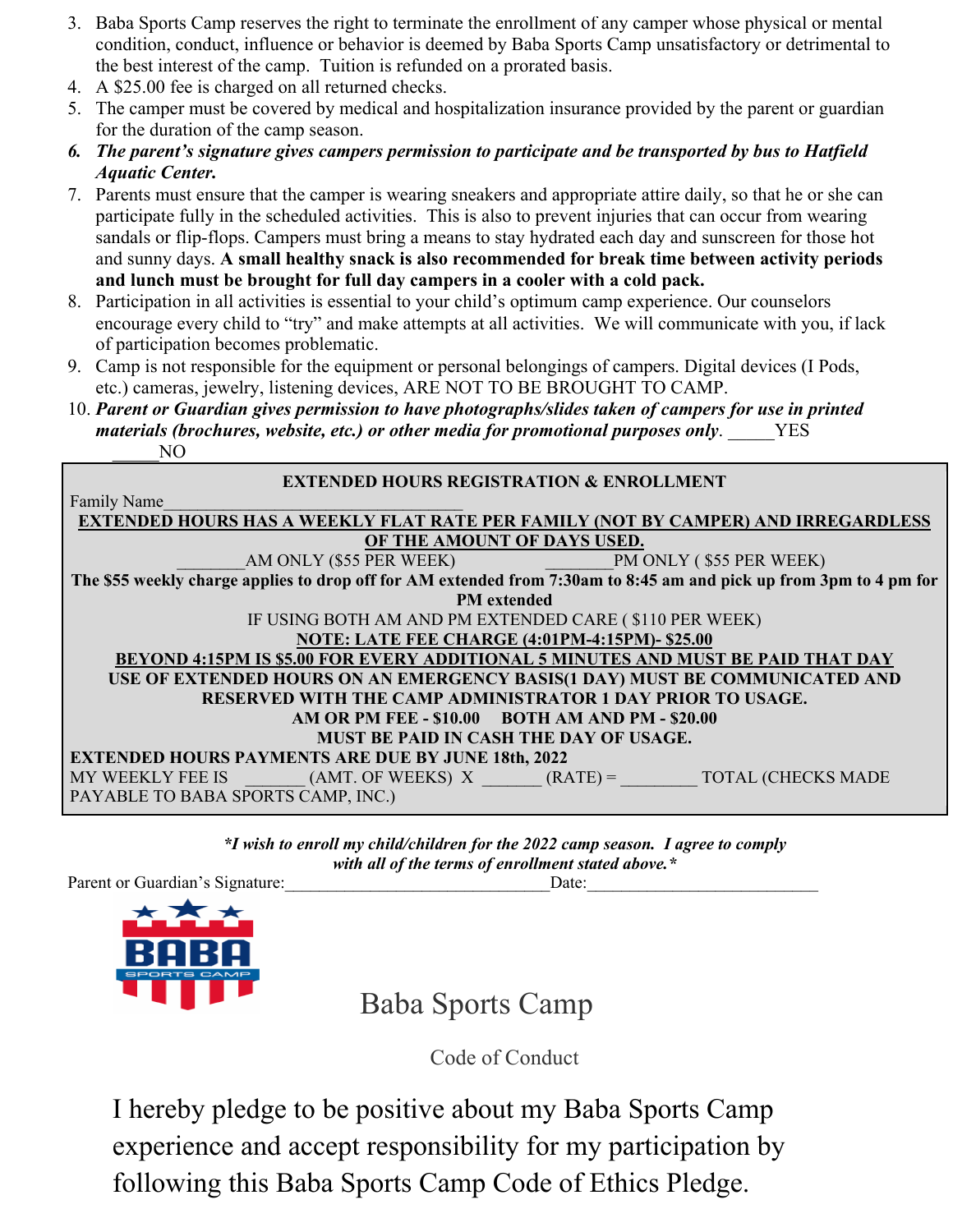3. Baba Sports Camp reserves the right to terminate the enrollment of any camper whose physical or mental condition, conduct, influence or behavior is deemed by Baba Sports Camp unsatisfactory or detrimental to the best interest of the camp. Tuition is refunded on a prorated basis.
4. A $25.00 fee is charged on all returned checks.
5. The camper must be covered by medical and hospitalization insurance provided by the parent or guardian for the duration of the camp season.
6. ***The parent's signature gives campers permission to participate and be transported by bus to Hatfield Aquatic Center.***
7. Parents must ensure that the camper is wearing sneakers and appropriate attire daily, so that he or she can participate fully in the scheduled activities. This is also to prevent injuries that can occur from wearing sandals or flip-flops. Campers must bring a means to stay hydrated each day and sunscreen for those hot and sunny days. **A small healthy snack is also recommended for break time between activity periods and lunch must be brought for full day campers in a cooler with a cold pack.**
8. Participation in all activities is essential to your child's optimum camp experience. Our counselors encourage every child to "try" and make attempts at all activities. We will communicate with you, if lack of participation becomes problematic.
9. Camp is not responsible for the equipment or personal belongings of campers. Digital devices (I Pods, etc.) cameras, jewelry, listening devices, ARE NOT TO BE BROUGHT TO CAMP.
10. ***Parent or Guardian gives permission to have photographs/slides taken of campers for use in printed materials (brochures, website, etc.) or other media for promotional purposes only***. _____YES _____NO

**EXTENDED HOURS REGISTRATION & ENROLLMENT**

Family Name_________________________________

**EXTENDED HOURS HAS A WEEKLY FLAT RATE PER FAMILY (NOT BY CAMPER) AND IRREGARDLESS OF THE AMOUNT OF DAYS USED.**

________AM ONLY ($55 PER WEEK)          ________PM ONLY ( $55 PER WEEK)

**The $55 weekly charge applies to drop off for AM extended from 7:30am to 8:45 am and pick up from 3pm to 4 pm for PM extended**

IF USING BOTH AM AND PM EXTENDED CARE ( $110 PER WEEK)

**NOTE: LATE FEE CHARGE (4:01PM-4:15PM)- $25.00**

**BEYOND 4:15PM IS $5.00 FOR EVERY ADDITIONAL 5 MINUTES AND MUST BE PAID THAT DAY**

**USE OF EXTENDED HOURS ON AN EMERGENCY BASIS(1 DAY) MUST BE COMMUNICATED AND RESERVED WITH THE CAMP ADMINISTRATOR 1 DAY PRIOR TO USAGE.**

**AM OR PM FEE - $10.00    BOTH AM AND PM - $20.00**

**MUST BE PAID IN CASH THE DAY OF USAGE.**

**EXTENDED HOURS PAYMENTS ARE DUE BY JUNE 18th, 2022**

MY WEEKLY FEE IS _______ (AMT. OF WEEKS) X _______ (RATE) = ________ TOTAL (CHECKS MADE PAYABLE TO BABA SPORTS CAMP, INC.)

****I wish to enroll my child/children for the 2022 camp season. I agree to comply with all of the terms of enrollment stated above.****

Parent or Guardian's Signature:_______________________________Date:___________________________

# Baba Sports Camp

## Code of Conduct

I hereby pledge to be positive about my Baba Sports Camp experience and accept responsibility for my participation by following this Baba Sports Camp Code of Ethics Pledge.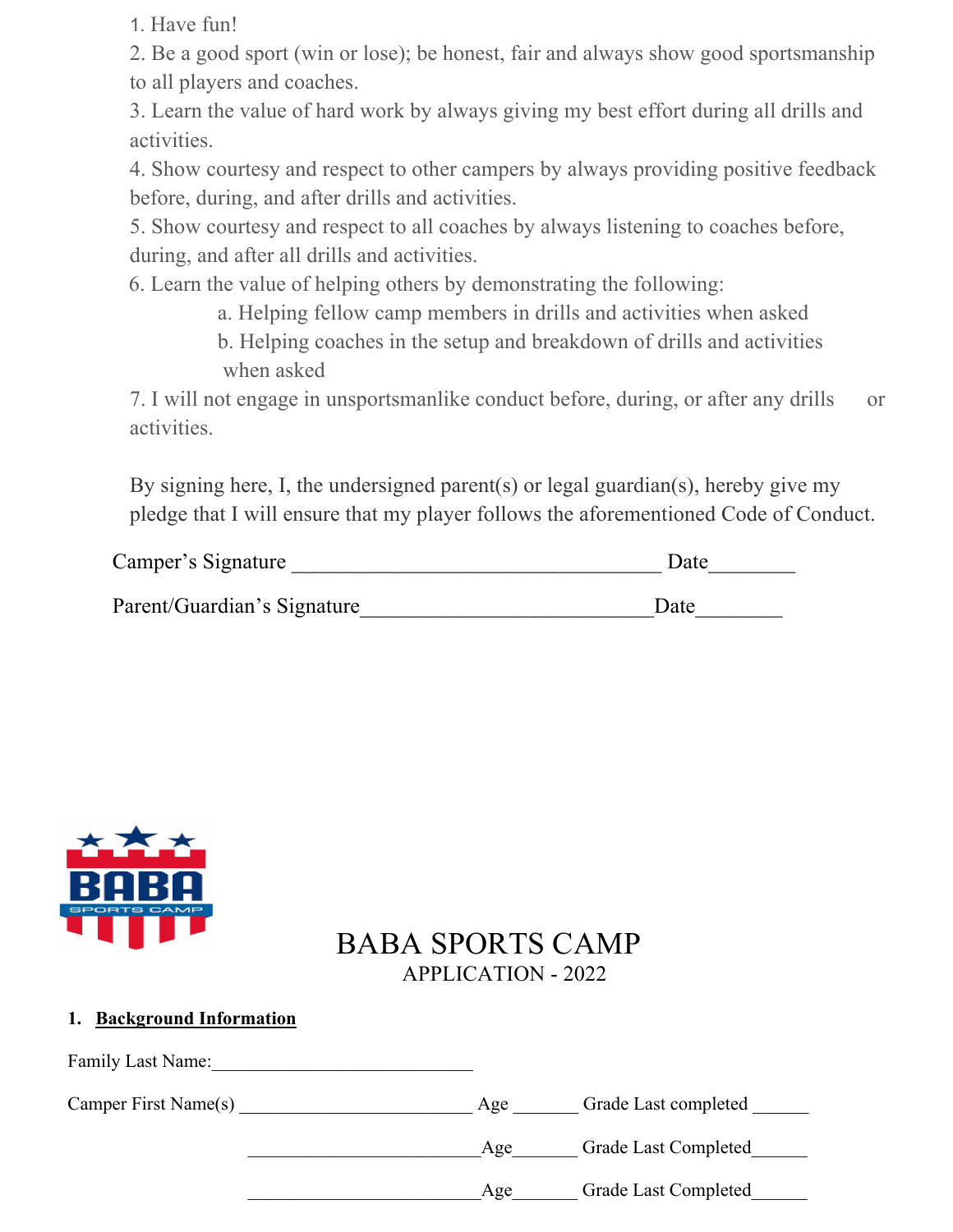1. Have fun!
2. Be a good sport (win or lose); be honest, fair and always show good sportsmanship to all players and coaches.
3. Learn the value of hard work by always giving my best effort during all drills and activities.
4. Show courtesy and respect to other campers by always providing positive feedback before, during, and after drills and activities.
5. Show courtesy and respect to all coaches by always listening to coaches before, during, and after all drills and activities.
6. Learn the value of helping others by demonstrating the following:
    a. Helping fellow camp members in drills and activities when asked
    b. Helping coaches in the setup and breakdown of drills and activities when asked
7. I will not engage in unsportsmanlike conduct before, during, or after any drills or activities.

By signing here, I, the undersigned parent(s) or legal guardian(s), hereby give my pledge that I will ensure that my player follows the aforementioned Code of Conduct.

Camper's Signature ________________________________ Date________

Parent/Guardian's Signature__________________________Date________

# BABA SPORTS CAMP

## APPLICATION - 2022

### 1. Background Information

Family Last Name:___________________________

Camper First Name(s) ________________________ Age _______ Grade Last completed ______

________________________ Age_______ Grade Last Completed______

________________________ Age_______ Grade Last Completed______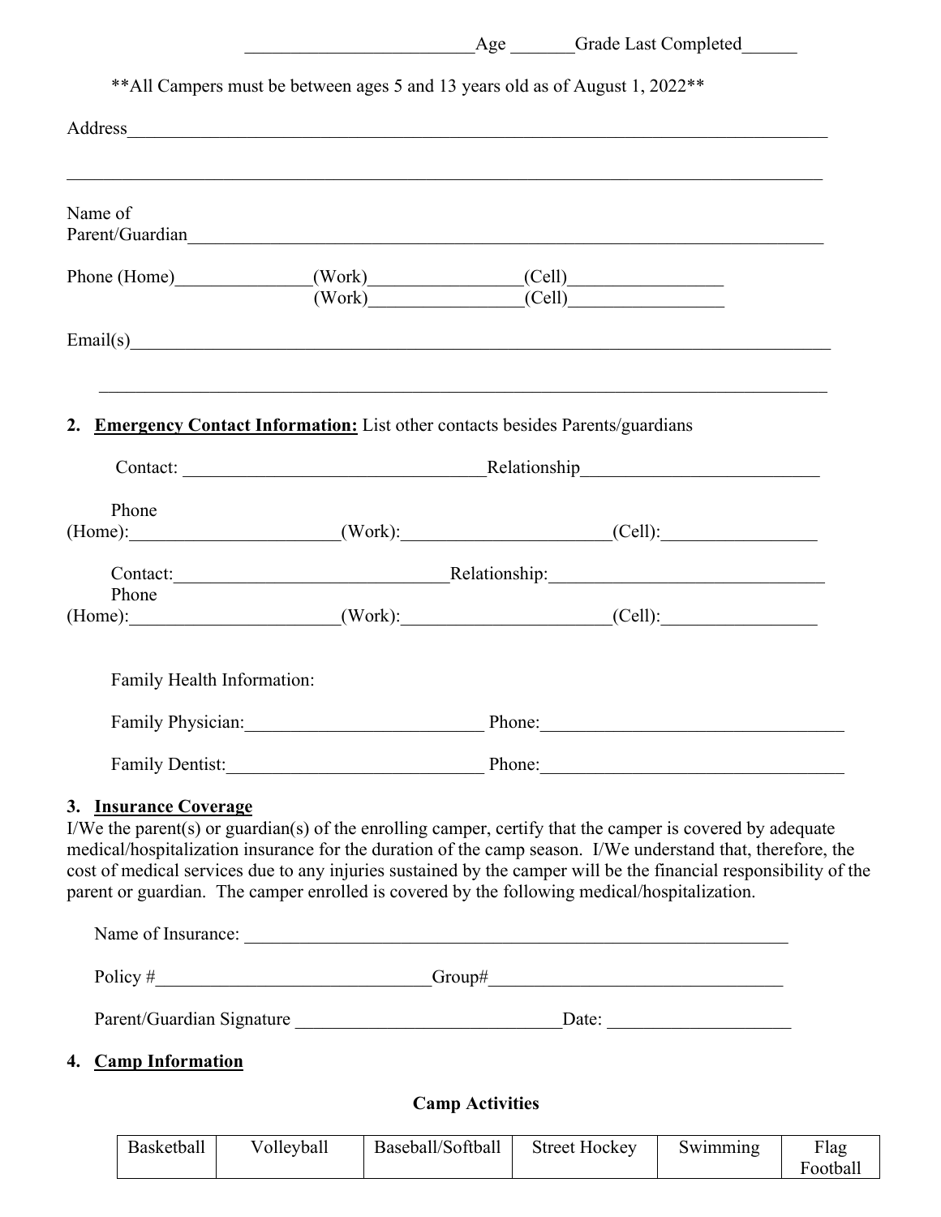________________________Age _______Grade Last Completed______

**All Campers must be between ages 5 and 13 years old as of August 1, 2022**

Address___________________________________________________________________________

___________________________________________________________________________________

Name of Parent/Guardian____________________________________________________________________

Phone (Home)______________(Work)________________(Cell)_________________
(Work)________________(Cell)_________________

Email(s)___________________________________________________________________________

___________________________________________________________________________________

2. **Emergency Contact Information:** List other contacts besides Parents/guardians

Contact: _________________________________Relationship__________________________

Phone (Home):______________________(Work):______________________(Cell):_________________

Contact:______________________________Relationship:______________________________

Phone (Home):______________________(Work):______________________(Cell):_________________

Family Health Information:

Family Physician:__________________________ Phone:_________________________________

Family Dentist:____________________________ Phone:_________________________________

3. **Insurance Coverage**

I/We the parent(s) or guardian(s) of the enrolling camper, certify that the camper is covered by adequate medical/hospitalization insurance for the duration of the camp season. I/We understand that, therefore, the cost of medical services due to any injuries sustained by the camper will be the financial responsibility of the parent or guardian. The camper enrolled is covered by the following medical/hospitalization.

Name of Insurance: _____________________________________________________________

Policy #_____________________________Group#________________________________

Parent/Guardian Signature _____________________________Date: ____________________

4. **Camp Information**

**Camp Activities**

| Basketball | Volleyball | Baseball/Softball | Street Hockey | Swimming | Flag Football |
| --- | --- | --- | --- | --- | --- |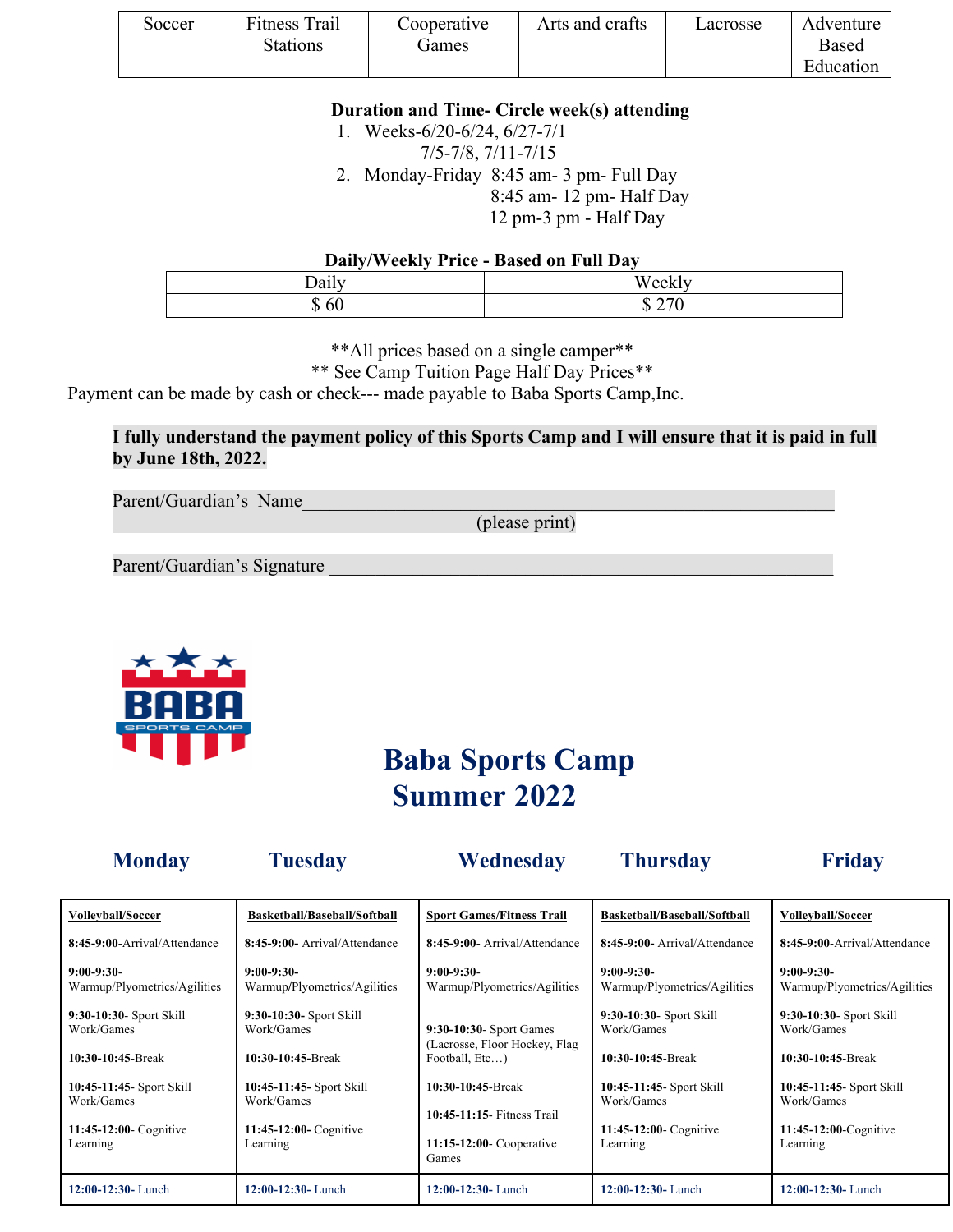| Soccer | Fitness Trail Stations | Cooperative Games | Arts and crafts | Lacrosse | Adventure Based Education |
|---|---|---|---|---|---|

**Duration and Time- Circle week(s) attending**

1. Weeks-6/20-6/24, 6/27-7/1
   7/5-7/8, 7/11-7/15
2. Monday-Friday 8:45 am- 3 pm- Full Day
   8:45 am- 12 pm- Half Day
   12 pm-3 pm - Half Day

**Daily/Weekly Price - Based on Full Day**

| Daily | Weekly |
|---|---|
| $ 60 | $ 270 |

**All prices based on a single camper**

** See Camp Tuition Page Half Day Prices**

Payment can be made by cash or check--- made payable to Baba Sports Camp,Inc.

**I fully understand the payment policy of this Sports Camp and I will ensure that it is paid in full by June 18th, 2022.**

Parent/Guardian's Name_______________________________________________________
(please print)

Parent/Guardian's Signature ___________________________________________________

# Baba Sports Camp
# Summer 2022

| Monday | Tuesday | Wednesday | Thursday | Friday |
|---|---|---|---|---|
| **Volleyball/Soccer** | **Basketball/Baseball/Softball** | **Sport Games/Fitness Trail** | **Basketball/Baseball/Softball** | **Volleyball/Soccer** |
| **8:45-9:00**-Arrival/Attendance | **8:45-9:00**- Arrival/Attendance | **8:45-9:00**- Arrival/Attendance | **8:45-9:00**- Arrival/Attendance | **8:45-9:00**-Arrival/Attendance |
| **9:00-9:30**- Warmup/Plyometrics/Agilities | **9:00-9:30**- Warmup/Plyometrics/Agilities | **9:00-9:30**- Warmup/Plyometrics/Agilities | **9:00-9:30**- Warmup/Plyometrics/Agilities | **9:00-9:30**- Warmup/Plyometrics/Agilities |
| **9:30-10:30**- Sport Skill Work/Games | **9:30-10:30**- Sport Skill Work/Games | **9:30-10:30**- Sport Games (Lacrosse, Floor Hockey, Flag Football, Etc…) | **9:30-10:30**- Sport Skill Work/Games | **9:30-10:30**- Sport Skill Work/Games |
| **10:30-10:45**-Break | **10:30-10:45**-Break | **10:30-10:45**-Break | **10:30-10:45**-Break | **10:30-10:45**-Break |
| **10:45-11:45**- Sport Skill Work/Games | **10:45-11:45**- Sport Skill Work/Games | **10:45-11:15**- Fitness Trail | **10:45-11:45**- Sport Skill Work/Games | **10:45-11:45**- Sport Skill Work/Games |
| **11:45-12:00**- Cognitive Learning | **11:45-12:00**- Cognitive Learning | **11:15-12:00**- Cooperative Games | **11:45-12:00**- Cognitive Learning | **11:45-12:00**-Cognitive Learning |
| **12:00-12:30**- Lunch | **12:00-12:30**- Lunch | **12:00-12:30**- Lunch | **12:00-12:30**- Lunch | **12:00-12:30**- Lunch |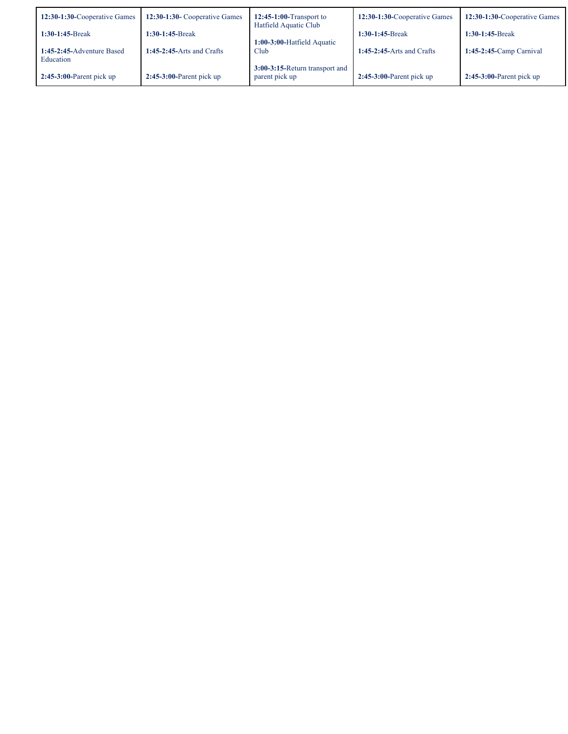| | | | | |
|---|---|---|---|---|
| **12:30-1:30-**Cooperative Games<br><br>**1:30-1:45-**Break<br><br>**1:45-2:45-**Adventure Based Education<br><br>**2:45-3:00-**Parent pick up | **12:30-1:30-** Cooperative Games<br><br>**1:30-1:45-**Break<br><br>**1:45-2:45-**Arts and Crafts<br><br>**2:45-3:00-**Parent pick up | **12:45-1:00-**Transport to Hatfield Aquatic Club<br><br>**1:00-3:00-**Hatfield Aquatic Club<br><br>**3:00-3:15-**Return transport and parent pick up | **12:30-1:30-**Cooperative Games<br><br>**1:30-1:45-**Break<br><br>**1:45-2:45-**Arts and Crafts<br><br>**2:45-3:00-**Parent pick up | **12:30-1:30-**Cooperative Games<br><br>**1:30-1:45-**Break<br><br>**1:45-2:45-**Camp Carnival<br><br>**2:45-3:00-**Parent pick up |